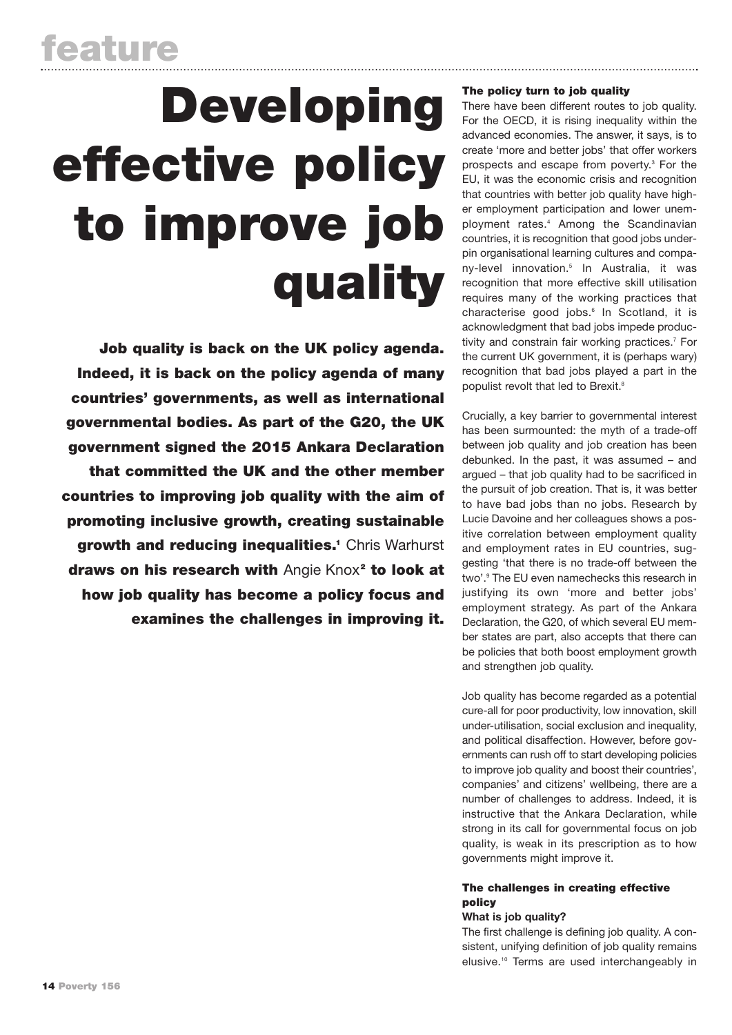feature

# Developing effective policy to improve job quality

**Job quality is back on the UK policy agenda. Indeed, it is back on the policy agenda of many countries' governments, as well as international governmental bodies. As part of the G20, the UK government signed the 2015 Ankara Declaration that committed the UK and the other member countries to improving job quality with the aim of promoting inclusive growth, creating sustainable growth and reducing inequalities.[1]** Chris Warhurst **draws on his research with** Angie Knox[2] **to look at how job quality has become a policy focus and examines the challenges in improving it.**

## The policy turn to job quality

There have been different routes to job quality. For the OECD, it is rising inequality within the advanced economies. The answer, it says, is to create 'more and better jobs' that offer workers prospects and escape from poverty.[3] For the EU, it was the economic crisis and recognition that countries with better job quality have higher employment participation and lower unemployment rates.[4] Among the Scandinavian countries, it is recognition that good jobs underpin organisational learning cultures and company-level innovation.[5] In Australia, it was recognition that more effective skill utilisation requires many of the working practices that characterise good jobs.[6] In Scotland, it is acknowledgment that bad jobs impede productivity and constrain fair working practices.[7] For the current UK government, it is (perhaps wary) recognition that bad jobs played a part in the populist revolt that led to Brexit.[8]

Crucially, a key barrier to governmental interest has been surmounted: the myth of a trade-off between job quality and job creation has been debunked. In the past, it was assumed – and argued – that job quality had to be sacrificed in the pursuit of job creation. That is, it was better to have bad jobs than no jobs. Research by Lucie Davoine and her colleagues shows a positive correlation between employment quality and employment rates in EU countries, suggesting 'that there is no trade-off between the two'.[9] The EU even namechecks this research in justifying its own 'more and better jobs' employment strategy. As part of the Ankara Declaration, the G20, of which several EU member states are part, also accepts that there can be policies that both boost employment growth and strengthen job quality.

Job quality has become regarded as a potential cure-all for poor productivity, low innovation, skill under-utilisation, social exclusion and inequality, and political disaffection. However, before governments can rush off to start developing policies to improve job quality and boost their countries', companies' and citizens' wellbeing, there are a number of challenges to address. Indeed, it is instructive that the Ankara Declaration, while strong in its call for governmental focus on job quality, is weak in its prescription as to how governments might improve it.

## The challenges in creating effective policy

### What is job quality?

The first challenge is defining job quality. A consistent, unifying definition of job quality remains elusive.[10] Terms are used interchangeably in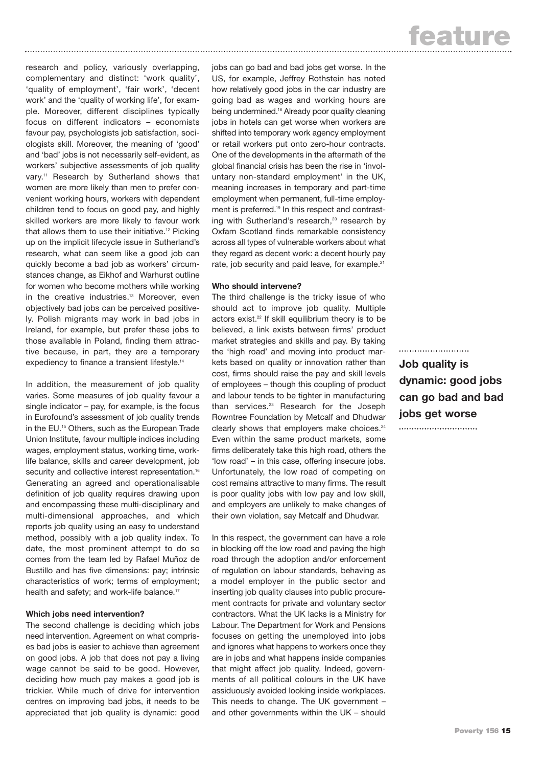research and policy, variously overlapping, complementary and distinct: 'work quality', 'quality of employment', 'fair work', 'decent work' and the 'quality of working life', for example. Moreover, different disciplines typically focus on different indicators – economists favour pay, psychologists job satisfaction, sociologists skill. Moreover, the meaning of 'good' and 'bad' jobs is not necessarily self-evident, as workers' subjective assessments of job quality vary.[11] Research by Sutherland shows that women are more likely than men to prefer convenient working hours, workers with dependent children tend to focus on good pay, and highly skilled workers are more likely to favour work that allows them to use their initiative.[12] Picking up on the implicit lifecycle issue in Sutherland's research, what can seem like a good job can quickly become a bad job as workers' circumstances change, as Eikhof and Warhurst outline for women who become mothers while working in the creative industries.[13] Moreover, even objectively bad jobs can be perceived positively. Polish migrants may work in bad jobs in Ireland, for example, but prefer these jobs to those available in Poland, finding them attractive because, in part, they are a temporary expediency to finance a transient lifestyle.[14]

In addition, the measurement of job quality varies. Some measures of job quality favour a single indicator – pay, for example, is the focus in Eurofound's assessment of job quality trends in the EU.[15] Others, such as the European Trade Union Institute, favour multiple indices including wages, employment status, working time, work-life balance, skills and career development, job security and collective interest representation.[16] Generating an agreed and operationalisable definition of job quality requires drawing upon and encompassing these multi-disciplinary and multi-dimensional approaches, and which reports job quality using an easy to understand method, possibly with a job quality index. To date, the most prominent attempt to do so comes from the team led by Rafael Muñoz de Bustillo and has five dimensions: pay; intrinsic characteristics of work; terms of employment; health and safety; and work-life balance.[17]

#### Which jobs need intervention?

The second challenge is deciding which jobs need intervention. Agreement on what comprises bad jobs is easier to achieve than agreement on good jobs. A job that does not pay a living wage cannot be said to be good. However, deciding how much pay makes a good job is trickier. While much of drive for intervention centres on improving bad jobs, it needs to be appreciated that job quality is dynamic: good jobs can go bad and bad jobs get worse. In the US, for example, Jeffrey Rothstein has noted how relatively good jobs in the car industry are going bad as wages and working hours are being undermined.[18] Already poor quality cleaning jobs in hotels can get worse when workers are shifted into temporary work agency employment or retail workers put onto zero-hour contracts. One of the developments in the aftermath of the global financial crisis has been the rise in 'involuntary non-standard employment' in the UK, meaning increases in temporary and part-time employment when permanent, full-time employment is preferred.[19] In this respect and contrasting with Sutherland's research,[20] research by Oxfam Scotland finds remarkable consistency across all types of vulnerable workers about what they regard as decent work: a decent hourly pay rate, job security and paid leave, for example.[21]

#### Who should intervene?

The third challenge is the tricky issue of who should act to improve job quality. Multiple actors exist.[22] If skill equilibrium theory is to be believed, a link exists between firms' product market strategies and skills and pay. By taking the 'high road' and moving into product markets based on quality or innovation rather than cost, firms should raise the pay and skill levels of employees – though this coupling of product and labour tends to be tighter in manufacturing than services.[23] Research for the Joseph Rowntree Foundation by Metcalf and Dhudwar clearly shows that employers make choices.[24] Even within the same product markets, some firms deliberately take this high road, others the 'low road' – in this case, offering insecure jobs. Unfortunately, the low road of competing on cost remains attractive to many firms. The result is poor quality jobs with low pay and low skill, and employers are unlikely to make changes of their own violation, say Metcalf and Dhudwar.

**Job quality is dynamic: good jobs can go bad and bad jobs get worse**

In this respect, the government can have a role in blocking off the low road and paving the high road through the adoption and/or enforcement of regulation on labour standards, behaving as a model employer in the public sector and inserting job quality clauses into public procurement contracts for private and voluntary sector contractors. What the UK lacks is a Ministry for Labour. The Department for Work and Pensions focuses on getting the unemployed into jobs and ignores what happens to workers once they are in jobs and what happens inside companies that might affect job quality. Indeed, governments of all political colours in the UK have assiduously avoided looking inside workplaces. This needs to change. The UK government – and other governments within the UK – should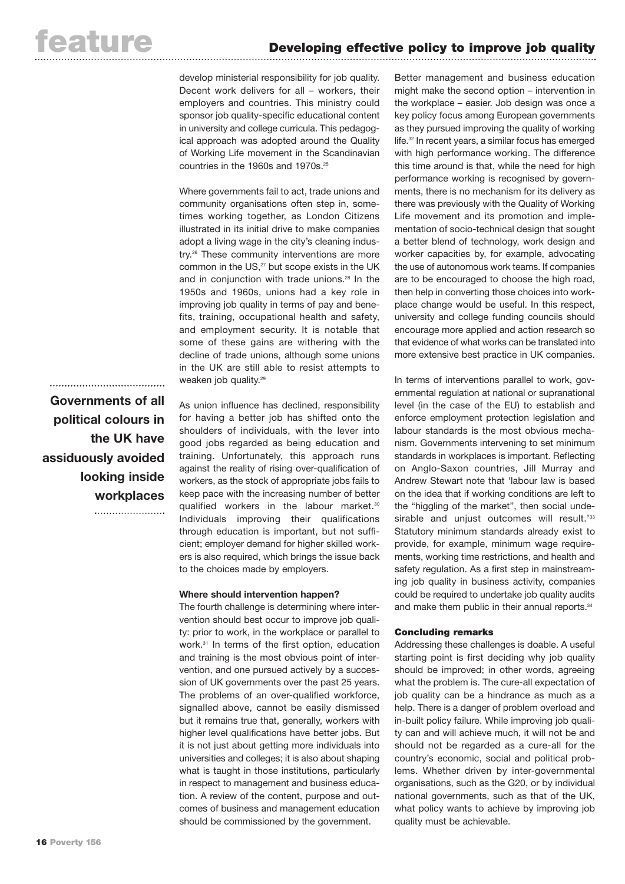develop ministerial responsibility for job quality. Decent work delivers for all – workers, their employers and countries. This ministry could sponsor job quality-specific educational content in university and college curricula. This pedagogical approach was adopted around the Quality of Working Life movement in the Scandinavian countries in the 1960s and 1970s.[25]

Where governments fail to act, trade unions and community organisations often step in, sometimes working together, as London Citizens illustrated in its initial drive to make companies adopt a living wage in the city's cleaning industry.[26] These community interventions are more common in the US,[27] but scope exists in the UK and in conjunction with trade unions.[28] In the 1950s and 1960s, unions had a key role in improving job quality in terms of pay and benefits, training, occupational health and safety, and employment security. It is notable that some of these gains are withering with the decline of trade unions, although some unions in the UK are still able to resist attempts to weaken job quality.[29]

**Governments of all political colours in the UK have assiduously avoided looking inside workplaces**

As union influence has declined, responsibility for having a better job has shifted onto the shoulders of individuals, with the lever into good jobs regarded as being education and training. Unfortunately, this approach runs against the reality of rising over-qualification of workers, as the stock of appropriate jobs fails to keep pace with the increasing number of better qualified workers in the labour market.[30] Individuals improving their qualifications through education is important, but not sufficient; employer demand for higher skilled workers is also required, which brings the issue back to the choices made by employers.

### Where should intervention happen?

The fourth challenge is determining where intervention should best occur to improve job quality: prior to work, in the workplace or parallel to work.[31] In terms of the first option, education and training is the most obvious point of intervention, and one pursued actively by a succession of UK governments over the past 25 years. The problems of an over-qualified workforce, signalled above, cannot be easily dismissed but it remains true that, generally, workers with higher level qualifications have better jobs. But it is not just about getting more individuals into universities and colleges; it is also about shaping what is taught in those institutions, particularly in respect to management and business education. A review of the content, purpose and outcomes of business and management education should be commissioned by the government.

Better management and business education might make the second option – intervention in the workplace – easier. Job design was once a key policy focus among European governments as they pursued improving the quality of working life.[32] In recent years, a similar focus has emerged with high performance working. The difference this time around is that, while the need for high performance working is recognised by governments, there is no mechanism for its delivery as there was previously with the Quality of Working Life movement and its promotion and implementation of socio-technical design that sought a better blend of technology, work design and worker capacities by, for example, advocating the use of autonomous work teams. If companies are to be encouraged to choose the high road, then help in converting those choices into workplace change would be useful. In this respect, university and college funding councils should encourage more applied and action research so that evidence of what works can be translated into more extensive best practice in UK companies.

In terms of interventions parallel to work, governmental regulation at national or supranational level (in the case of the EU) to establish and enforce employment protection legislation and labour standards is the most obvious mechanism. Governments intervening to set minimum standards in workplaces is important. Reflecting on Anglo-Saxon countries, Jill Murray and Andrew Stewart note that 'labour law is based on the idea that if working conditions are left to the "higgling of the market", then social undesirable and unjust outcomes will result.'[33] Statutory minimum standards already exist to provide, for example, minimum wage requirements, working time restrictions, and health and safety regulation. As a first step in mainstreaming job quality in business activity, companies could be required to undertake job quality audits and make them public in their annual reports.[34]

### Concluding remarks

Addressing these challenges is doable. A useful starting point is first deciding why job quality should be improved; in other words, agreeing what the problem is. The cure-all expectation of job quality can be a hindrance as much as a help. There is a danger of problem overload and in-built policy failure. While improving job quality can and will achieve much, it will not be and should not be regarded as a cure-all for the country's economic, social and political problems. Whether driven by inter-governmental organisations, such as the G20, or by individual national governments, such as that of the UK, what policy wants to achieve by improving job quality must be achievable.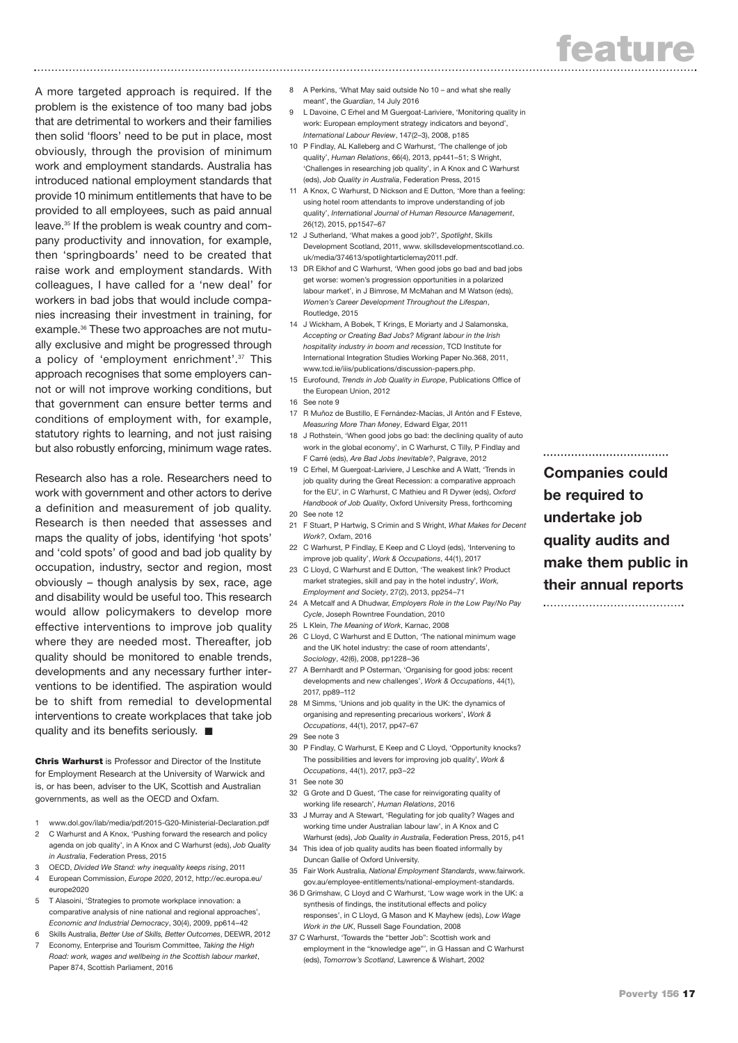A more targeted approach is required. If the problem is the existence of too many bad jobs that are detrimental to workers and their families then solid 'floors' need to be put in place, most obviously, through the provision of minimum work and employment standards. Australia has introduced national employment standards that provide 10 minimum entitlements that have to be provided to all employees, such as paid annual leave.[35] If the problem is weak country and company productivity and innovation, for example, then 'springboards' need to be created that raise work and employment standards. With colleagues, I have called for a 'new deal' for workers in bad jobs that would include companies increasing their investment in training, for example.[36] These two approaches are not mutually exclusive and might be progressed through a policy of 'employment enrichment'.[37] This approach recognises that some employers cannot or will not improve working conditions, but that government can ensure better terms and conditions of employment with, for example, statutory rights to learning, and not just raising but also robustly enforcing, minimum wage rates.

Research also has a role. Researchers need to work with government and other actors to derive a definition and measurement of job quality. Research is then needed that assesses and maps the quality of jobs, identifying 'hot spots' and 'cold spots' of good and bad job quality by occupation, industry, sector and region, most obviously – though analysis by sex, race, age and disability would be useful too. This research would allow policymakers to develop more effective interventions to improve job quality where they are needed most. Thereafter, job quality should be monitored to enable trends, developments and any necessary further interventions to be identified. The aspiration would be to shift from remedial to developmental interventions to create workplaces that take job quality and its benefits seriously. ■

**Chris Warhurst** is Professor and Director of the Institute for Employment Research at the University of Warwick and is, or has been, adviser to the UK, Scottish and Australian governments, as well as the OECD and Oxfam.

**Companies could be required to undertake job quality audits and make them public in their annual reports**

1. www.dol.gov/ilab/media/pdf/2015-G20-Ministerial-Declaration.pdf
2. C Warhurst and A Knox, 'Pushing forward the research and policy agenda on job quality', in A Knox and C Warhurst (eds), *Job Quality in Australia*, Federation Press, 2015
3. OECD, *Divided We Stand: why inequality keeps rising*, 2011
4. European Commission, *Europe 2020*, 2012, http://ec.europa.eu/europe2020
5. T Alasoini, 'Strategies to promote workplace innovation: a comparative analysis of nine national and regional approaches', *Economic and Industrial Democracy*, 30(4), 2009, pp614–42
6. Skills Australia, *Better Use of Skills, Better Outcomes*, DEEWR, 2012
7. Economy, Enterprise and Tourism Committee, *Taking the High Road: work, wages and wellbeing in the Scottish labour market*, Paper 874, Scottish Parliament, 2016
8. A Perkins, 'What May said outside No 10 – and what she really meant', the *Guardian*, 14 July 2016
9. L Davoine, C Erhel and M Guergoat-Lariviere, 'Monitoring quality in work: European employment strategy indicators and beyond', *International Labour Review*, 147(2–3), 2008, p185
10. P Findlay, AL Kalleberg and C Warhurst, 'The challenge of job quality', *Human Relations*, 66(4), 2013, pp441–51; S Wright, 'Challenges in researching job quality', in A Knox and C Warhurst (eds), *Job Quality in Australia*, Federation Press, 2015
11. A Knox, C Warhurst, D Nickson and E Dutton, 'More than a feeling: using hotel room attendants to improve understanding of job quality', *International Journal of Human Resource Management*, 26(12), 2015, pp1547–67
12. J Sutherland, 'What makes a good job?', *Spotlight*, Skills Development Scotland, 2011, www. skillsdevelopmentscotland.co.uk/media/374613/spotlightarticlemay2011.pdf.
13. DR Eikhof and C Warhurst, 'When good jobs go bad and bad jobs get worse: women's progression opportunities in a polarized labour market', in J Bimrose, M McMahan and M Watson (eds), *Women's Career Development Throughout the Lifespan*, Routledge, 2015
14. J Wickham, A Bobek, T Krings, E Moriarty and J Salamonska, *Accepting or Creating Bad Jobs? Migrant labour in the Irish hospitality industry in boom and recession*, TCD Institute for International Integration Studies Working Paper No.368, 2011, www.tcd.ie/iiis/publications/discussion-papers.php.
15. Eurofound, *Trends in Job Quality in Europe*, Publications Office of the European Union, 2012
16. See note 9
17. R Muñoz de Bustillo, E Fernández-Macías, JI Antón and F Esteve, *Measuring More Than Money*, Edward Elgar, 2011
18. J Rothstein, 'When good jobs go bad: the declining quality of auto work in the global economy', in C Warhurst, C Tilly, P Findlay and F Carré (eds), *Are Bad Jobs Inevitable?*, Palgrave, 2012
19. C Erhel, M Guergoat-Lariviere, J Leschke and A Watt, 'Trends in job quality during the Great Recession: a comparative approach for the EU', in C Warhurst, C Mathieu and R Dywer (eds), *Oxford Handbook of Job Quality*, Oxford University Press, forthcoming
20. See note 12
21. F Stuart, P Hartwig, S Crimin and S Wright, *What Makes for Decent Work?*, Oxfam, 2016
22. C Warhurst, P Findlay, E Keep and C Lloyd (eds), 'Intervening to improve job quality', *Work & Occupations*, 44(1), 2017
23. C Lloyd, C Warhurst and E Dutton, 'The weakest link? Product market strategies, skill and pay in the hotel industry', *Work, Employment and Society*, 27(2), 2013, pp254–71
24. A Metcalf and A Dhudwar, *Employers Role in the Low Pay/No Pay Cycle*, Joseph Rowntree Foundation, 2010
25. L Klein, *The Meaning of Work*, Karnac, 2008
26. C Lloyd, C Warhurst and E Dutton, 'The national minimum wage and the UK hotel industry: the case of room attendants', *Sociology*, 42(6), 2008, pp1228–36
27. A Bernhardt and P Osterman, 'Organising for good jobs: recent developments and new challenges', *Work & Occupations*, 44(1), 2017, pp89–112
28. M Simms, 'Unions and job quality in the UK: the dynamics of organising and representing precarious workers', *Work & Occupations*, 44(1), 2017, pp47–67
29. See note 3
30. P Findlay, C Warhurst, E Keep and C Lloyd, 'Opportunity knocks? The possibilities and levers for improving job quality', *Work & Occupations*, 44(1), 2017, pp3–22
31. See note 30
32. G Grote and D Guest, 'The case for reinvigorating quality of working life research', *Human Relations*, 2016
33. J Murray and A Stewart, 'Regulating for job quality? Wages and working time under Australian labour law', in A Knox and C Warhurst (eds), *Job Quality in Australia*, Federation Press, 2015, p41
34. This idea of job quality audits has been floated informally by Duncan Gallie of Oxford University.
35. Fair Work Australia, *National Employment Standards*, www.fairwork.gov.au/employee-entitlements/national-employment-standards.
36. D Grimshaw, C Lloyd and C Warhurst, 'Low wage work in the UK: a synthesis of findings, the institutional effects and policy responses', in C Lloyd, G Mason and K Mayhew (eds), *Low Wage Work in the UK*, Russell Sage Foundation, 2008
37. C Warhurst, 'Towards the "better Job": Scottish work and employment in the "knowledge age"', in G Hassan and C Warhurst (eds), *Tomorrow's Scotland*, Lawrence & Wishart, 2002